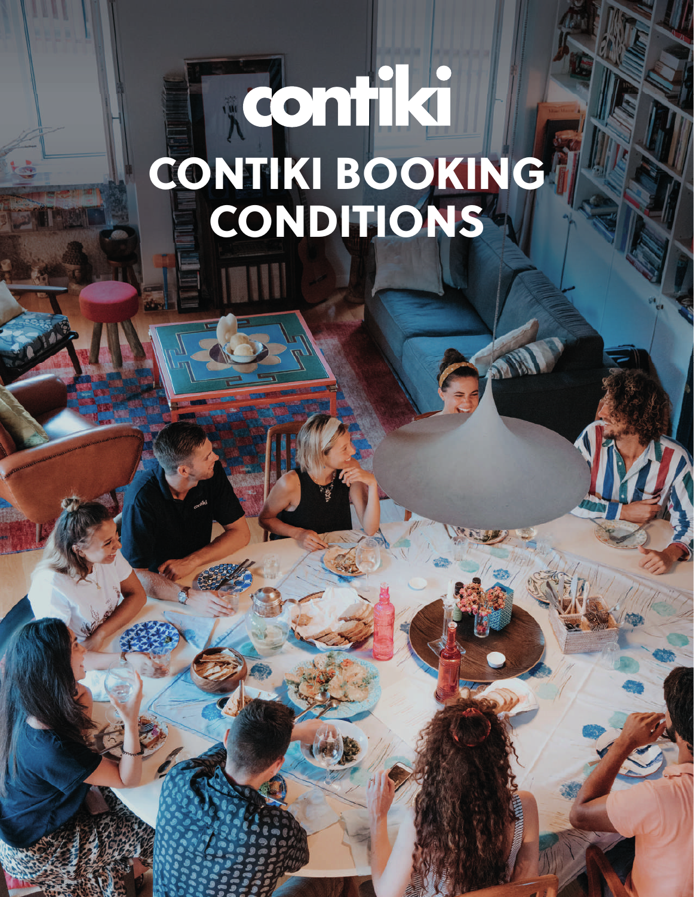contiki

# CONTIKI BOOKING CONDITIONS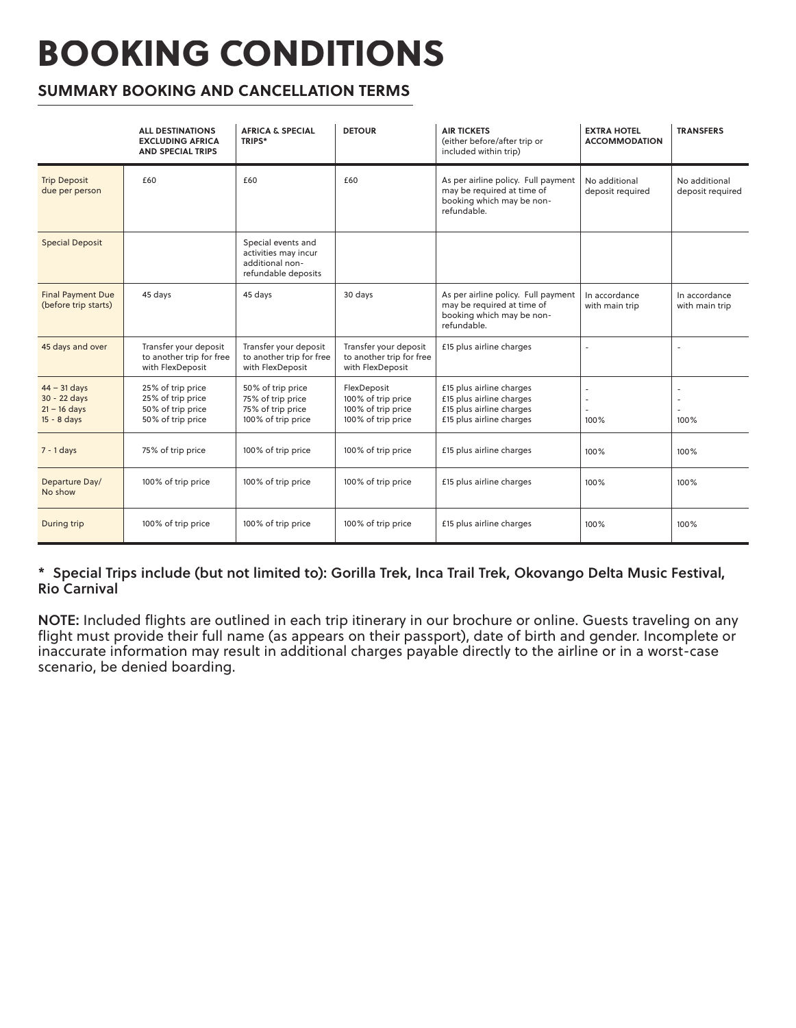# BOOKING CONDITIONS

## SUMMARY BOOKING AND CANCELLATION TERMS

| | ALL DESTINATIONS EXCLUDING AFRICA AND SPECIAL TRIPS | AFRICA & SPECIAL TRIPS* | DETOUR | AIR TICKETS (either before/after trip or included within trip) | EXTRA HOTEL ACCOMMODATION | TRANSFERS |
|---|---|---|---|---|---|---|
| Trip Deposit due per person | £60 | £60 | £60 | As per airline policy. Full payment may be required at time of booking which may be non-refundable. | No additional deposit required | No additional deposit required |
| Special Deposit | | Special events and activities may incur additional non-refundable deposits | | | | |
| Final Payment Due (before trip starts) | 45 days | 45 days | 30 days | As per airline policy. Full payment may be required at time of booking which may be non-refundable. | In accordance with main trip | In accordance with main trip |
| 45 days and over | Transfer your deposit to another trip for free with FlexDeposit | Transfer your deposit to another trip for free with FlexDeposit | Transfer your deposit to another trip for free with FlexDeposit | £15 plus airline charges | - | - |
| 44 – 31 days<br>30 - 22 days<br>21 – 16 days<br>15 - 8 days | 25% of trip price<br>25% of trip price<br>50% of trip price<br>50% of trip price | 50% of trip price<br>75% of trip price<br>75% of trip price<br>100% of trip price | FlexDeposit<br>100% of trip price<br>100% of trip price<br>100% of trip price | £15 plus airline charges<br>£15 plus airline charges<br>£15 plus airline charges<br>£15 plus airline charges | -<br>-<br>-<br>100% | -<br>-<br>-<br>100% |
| 7 - 1 days | 75% of trip price | 100% of trip price | 100% of trip price | £15 plus airline charges | 100% | 100% |
| Departure Day/ No show | 100% of trip price | 100% of trip price | 100% of trip price | £15 plus airline charges | 100% | 100% |
| During trip | 100% of trip price | 100% of trip price | 100% of trip price | £15 plus airline charges | 100% | 100% |

**\* Special Trips include (but not limited to): Gorilla Trek, Inca Trail Trek, Okovango Delta Music Festival, Rio Carnival**

**NOTE:** Included flights are outlined in each trip itinerary in our brochure or online. Guests traveling on any flight must provide their full name (as appears on their passport), date of birth and gender. Incomplete or inaccurate information may result in additional charges payable directly to the airline or in a worst-case scenario, be denied boarding.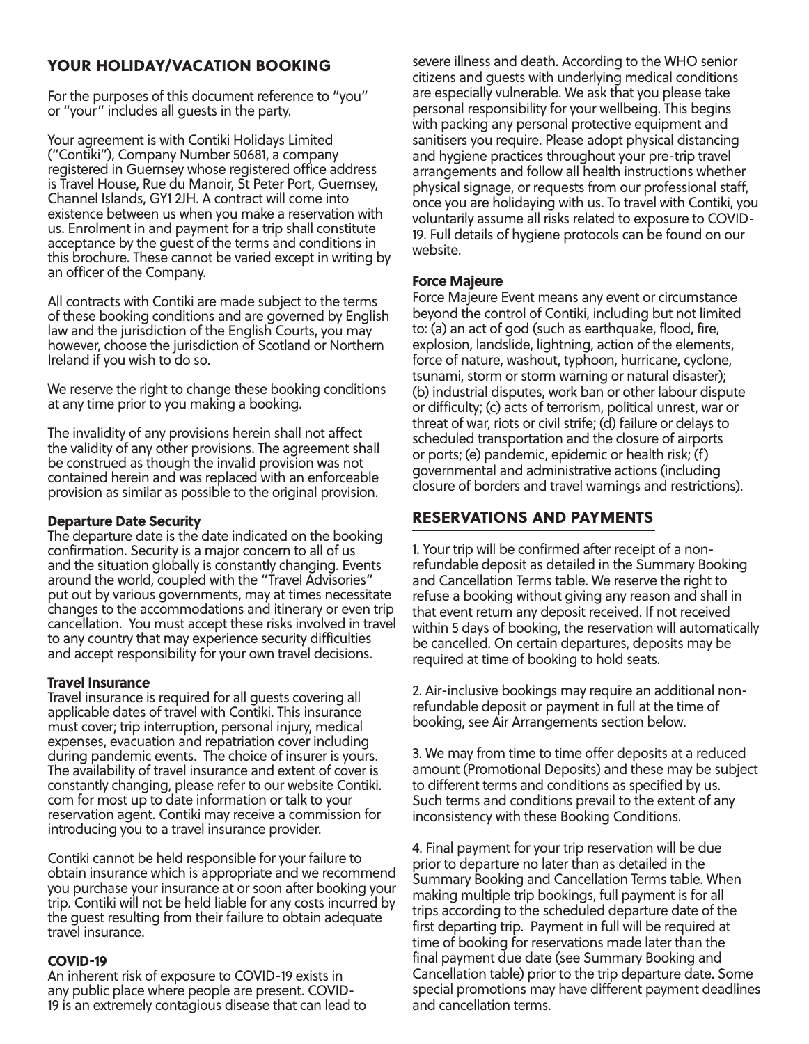## YOUR HOLIDAY/VACATION BOOKING

For the purposes of this document reference to "you" or "your" includes all guests in the party.

Your agreement is with Contiki Holidays Limited ("Contiki"), Company Number 50681, a company registered in Guernsey whose registered office address is Travel House, Rue du Manoir, St Peter Port, Guernsey, Channel Islands, GY1 2JH. A contract will come into existence between us when you make a reservation with us. Enrolment in and payment for a trip shall constitute acceptance by the guest of the terms and conditions in this brochure. These cannot be varied except in writing by an officer of the Company.

All contracts with Contiki are made subject to the terms of these booking conditions and are governed by English law and the jurisdiction of the English Courts, you may however, choose the jurisdiction of Scotland or Northern Ireland if you wish to do so.

We reserve the right to change these booking conditions at any time prior to you making a booking.

The invalidity of any provisions herein shall not affect the validity of any other provisions. The agreement shall be construed as though the invalid provision was not contained herein and was replaced with an enforceable provision as similar as possible to the original provision.

### Departure Date Security

The departure date is the date indicated on the booking confirmation. Security is a major concern to all of us and the situation globally is constantly changing. Events around the world, coupled with the "Travel Advisories" put out by various governments, may at times necessitate changes to the accommodations and itinerary or even trip cancellation. You must accept these risks involved in travel to any country that may experience security difficulties and accept responsibility for your own travel decisions.

### Travel Insurance

Travel insurance is required for all guests covering all applicable dates of travel with Contiki. This insurance must cover; trip interruption, personal injury, medical expenses, evacuation and repatriation cover including during pandemic events. The choice of insurer is yours. The availability of travel insurance and extent of cover is constantly changing, please refer to our website Contiki.com for most up to date information or talk to your reservation agent. Contiki may receive a commission for introducing you to a travel insurance provider.

Contiki cannot be held responsible for your failure to obtain insurance which is appropriate and we recommend you purchase your insurance at or soon after booking your trip. Contiki will not be held liable for any costs incurred by the guest resulting from their failure to obtain adequate travel insurance.

### COVID-19

An inherent risk of exposure to COVID-19 exists in any public place where people are present. COVID-19 is an extremely contagious disease that can lead to severe illness and death. According to the WHO senior citizens and guests with underlying medical conditions are especially vulnerable. We ask that you please take personal responsibility for your wellbeing. This begins with packing any personal protective equipment and sanitisers you require. Please adopt physical distancing and hygiene practices throughout your pre-trip travel arrangements and follow all health instructions whether physical signage, or requests from our professional staff, once you are holidaying with us. To travel with Contiki, you voluntarily assume all risks related to exposure to COVID-19. Full details of hygiene protocols can be found on our website.

### Force Majeure

Force Majeure Event means any event or circumstance beyond the control of Contiki, including but not limited to: (a) an act of god (such as earthquake, flood, fire, explosion, landslide, lightning, action of the elements, force of nature, washout, typhoon, hurricane, cyclone, tsunami, storm or storm warning or natural disaster); (b) industrial disputes, work ban or other labour dispute or difficulty; (c) acts of terrorism, political unrest, war or threat of war, riots or civil strife; (d) failure or delays to scheduled transportation and the closure of airports or ports; (e) pandemic, epidemic or health risk; (f) governmental and administrative actions (including closure of borders and travel warnings and restrictions).

## RESERVATIONS AND PAYMENTS

1. Your trip will be confirmed after receipt of a non-refundable deposit as detailed in the Summary Booking and Cancellation Terms table. We reserve the right to refuse a booking without giving any reason and shall in that event return any deposit received. If not received within 5 days of booking, the reservation will automatically be cancelled. On certain departures, deposits may be required at time of booking to hold seats.

2. Air-inclusive bookings may require an additional non-refundable deposit or payment in full at the time of booking, see Air Arrangements section below.

3. We may from time to time offer deposits at a reduced amount (Promotional Deposits) and these may be subject to different terms and conditions as specified by us. Such terms and conditions prevail to the extent of any inconsistency with these Booking Conditions.

4. Final payment for your trip reservation will be due prior to departure no later than as detailed in the Summary Booking and Cancellation Terms table. When making multiple trip bookings, full payment is for all trips according to the scheduled departure date of the first departing trip. Payment in full will be required at time of booking for reservations made later than the final payment due date (see Summary Booking and Cancellation table) prior to the trip departure date. Some special promotions may have different payment deadlines and cancellation terms.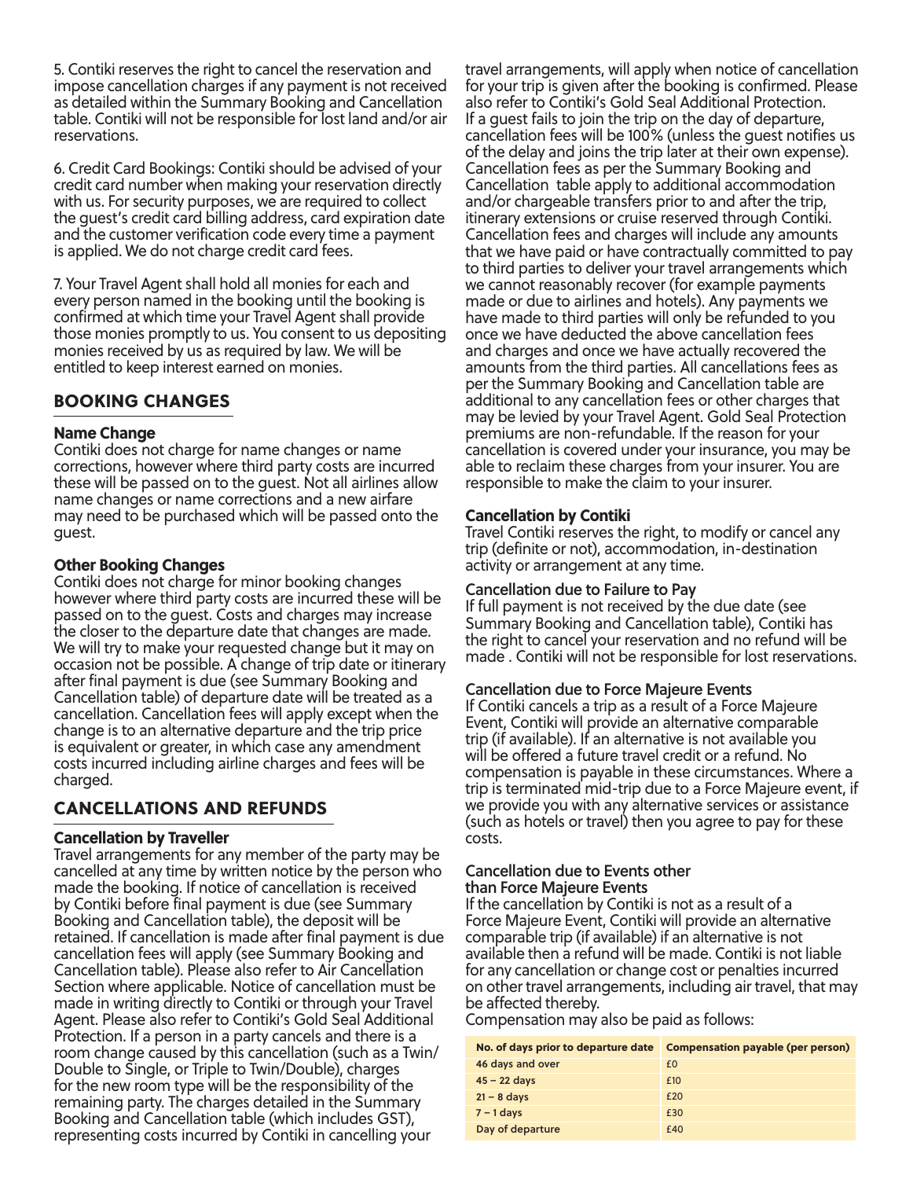5. Contiki reserves the right to cancel the reservation and impose cancellation charges if any payment is not received as detailed within the Summary Booking and Cancellation table. Contiki will not be responsible for lost land and/or air reservations.

6. Credit Card Bookings: Contiki should be advised of your credit card number when making your reservation directly with us. For security purposes, we are required to collect the guest's credit card billing address, card expiration date and the customer verification code every time a payment is applied. We do not charge credit card fees.

7. Your Travel Agent shall hold all monies for each and every person named in the booking until the booking is confirmed at which time your Travel Agent shall provide those monies promptly to us. You consent to us depositing monies received by us as required by law. We will be entitled to keep interest earned on monies.

## BOOKING CHANGES

### Name Change

Contiki does not charge for name changes or name corrections, however where third party costs are incurred these will be passed on to the guest. Not all airlines allow name changes or name corrections and a new airfare may need to be purchased which will be passed onto the guest.

### Other Booking Changes

Contiki does not charge for minor booking changes however where third party costs are incurred these will be passed on to the guest. Costs and charges may increase the closer to the departure date that changes are made. We will try to make your requested change but it may on occasion not be possible. A change of trip date or itinerary after final payment is due (see Summary Booking and Cancellation table) of departure date will be treated as a cancellation. Cancellation fees will apply except when the change is to an alternative departure and the trip price is equivalent or greater, in which case any amendment costs incurred including airline charges and fees will be charged.

## CANCELLATIONS AND REFUNDS

### Cancellation by Traveller

Travel arrangements for any member of the party may be cancelled at any time by written notice by the person who made the booking. If notice of cancellation is received by Contiki before final payment is due (see Summary Booking and Cancellation table), the deposit will be retained. If cancellation is made after final payment is due cancellation fees will apply (see Summary Booking and Cancellation table). Please also refer to Air Cancellation Section where applicable. Notice of cancellation must be made in writing directly to Contiki or through your Travel Agent. Please also refer to Contiki's Gold Seal Additional Protection. If a person in a party cancels and there is a room change caused by this cancellation (such as a Twin/Double to Single, or Triple to Twin/Double), charges for the new room type will be the responsibility of the remaining party. The charges detailed in the Summary Booking and Cancellation table (which includes GST), representing costs incurred by Contiki in cancelling your travel arrangements, will apply when notice of cancellation for your trip is given after the booking is confirmed. Please also refer to Contiki's Gold Seal Additional Protection. If a guest fails to join the trip on the day of departure, cancellation fees will be 100% (unless the guest notifies us of the delay and joins the trip later at their own expense). Cancellation fees as per the Summary Booking and Cancellation table apply to additional accommodation and/or chargeable transfers prior to and after the trip, itinerary extensions or cruise reserved through Contiki. Cancellation fees and charges will include any amounts that we have paid or have contractually committed to pay to third parties to deliver your travel arrangements which we cannot reasonably recover (for example payments made or due to airlines and hotels). Any payments we have made to third parties will only be refunded to you once we have deducted the above cancellation fees and charges and once we have actually recovered the amounts from the third parties. All cancellations fees as per the Summary Booking and Cancellation table are additional to any cancellation fees or other charges that may be levied by your Travel Agent. Gold Seal Protection premiums are non-refundable. If the reason for your cancellation is covered under your insurance, you may be able to reclaim these charges from your insurer. You are responsible to make the claim to your insurer.

### Cancellation by Contiki

Travel Contiki reserves the right, to modify or cancel any trip (definite or not), accommodation, in-destination activity or arrangement at any time.

### Cancellation due to Failure to Pay

If full payment is not received by the due date (see Summary Booking and Cancellation table), Contiki has the right to cancel your reservation and no refund will be made . Contiki will not be responsible for lost reservations.

### Cancellation due to Force Majeure Events

If Contiki cancels a trip as a result of a Force Majeure Event, Contiki will provide an alternative comparable trip (if available). If an alternative is not available you will be offered a future travel credit or a refund. No compensation is payable in these circumstances. Where a trip is terminated mid-trip due to a Force Majeure event, if we provide you with any alternative services or assistance (such as hotels or travel) then you agree to pay for these costs.

### Cancellation due to Events other than Force Majeure Events

If the cancellation by Contiki is not as a result of a Force Majeure Event, Contiki will provide an alternative comparable trip (if available) if an alternative is not available then a refund will be made. Contiki is not liable for any cancellation or change cost or penalties incurred on other travel arrangements, including air travel, that may be affected thereby.

Compensation may also be paid as follows:

| No. of days prior to departure date | Compensation payable (per person) |
|---|---|
| 46 days and over | £0 |
| 45 – 22 days | £10 |
| 21 – 8 days | £20 |
| 7 – 1 days | £30 |
| Day of departure | £40 |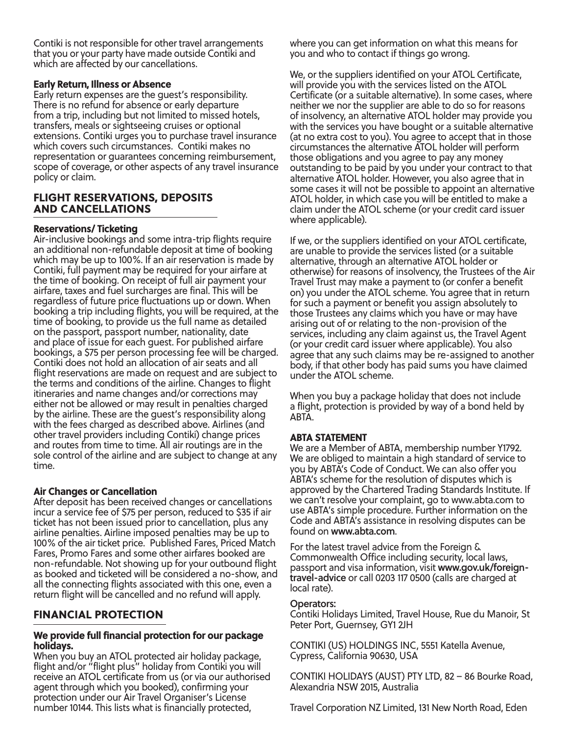Contiki is not responsible for other travel arrangements that you or your party have made outside Contiki and which are affected by our cancellations.

**Early Return, Illness or Absence**
Early return expenses are the guest's responsibility. There is no refund for absence or early departure from a trip, including but not limited to missed hotels, transfers, meals or sightseeing cruises or optional extensions. Contiki urges you to purchase travel insurance which covers such circumstances. Contiki makes no representation or guarantees concerning reimbursement, scope of coverage, or other aspects of any travel insurance policy or claim.

## FLIGHT RESERVATIONS, DEPOSITS AND CANCELLATIONS

**Reservations/ Ticketing**
Air-inclusive bookings and some intra-trip flights require an additional non-refundable deposit at time of booking which may be up to 100%. If an air reservation is made by Contiki, full payment may be required for your airfare at the time of booking. On receipt of full air payment your airfare, taxes and fuel surcharges are final. This will be regardless of future price fluctuations up or down. When booking a trip including flights, you will be required, at the time of booking, to provide us the full name as detailed on the passport, passport number, nationality, date and place of issue for each guest. For published airfare bookings, a $75 per person processing fee will be charged. Contiki does not hold an allocation of air seats and all flight reservations are made on request and are subject to the terms and conditions of the airline. Changes to flight itineraries and name changes and/or corrections may either not be allowed or may result in penalties charged by the airline. These are the guest's responsibility along with the fees charged as described above. Airlines (and other travel providers including Contiki) change prices and routes from time to time. All air routings are in the sole control of the airline and are subject to change at any time.

**Air Changes or Cancellation**
After deposit has been received changes or cancellations incur a service fee of $75 per person, reduced to $35 if air ticket has not been issued prior to cancellation, plus any airline penalties. Airline imposed penalties may be up to 100% of the air ticket price. Published Fares, Priced Match Fares, Promo Fares and some other airfares booked are non-refundable. Not showing up for your outbound flight as booked and ticketed will be considered a no-show, and all the connecting flights associated with this one, even a return flight will be cancelled and no refund will apply.

## FINANCIAL PROTECTION

**We provide full financial protection for our package holidays.**
When you buy an ATOL protected air holiday package, flight and/or "flight plus" holiday from Contiki you will receive an ATOL certificate from us (or via our authorised agent through which you booked), confirming your protection under our Air Travel Organiser's License number 10144. This lists what is financially protected, where you can get information on what this means for you and who to contact if things go wrong.

We, or the suppliers identified on your ATOL Certificate, will provide you with the services listed on the ATOL Certificate (or a suitable alternative). In some cases, where neither we nor the supplier are able to do so for reasons of insolvency, an alternative ATOL holder may provide you with the services you have bought or a suitable alternative (at no extra cost to you). You agree to accept that in those circumstances the alternative ATOL holder will perform those obligations and you agree to pay any money outstanding to be paid by you under your contract to that alternative ATOL holder. However, you also agree that in some cases it will not be possible to appoint an alternative ATOL holder, in which case you will be entitled to make a claim under the ATOL scheme (or your credit card issuer where applicable).

If we, or the suppliers identified on your ATOL certificate, are unable to provide the services listed (or a suitable alternative, through an alternative ATOL holder or otherwise) for reasons of insolvency, the Trustees of the Air Travel Trust may make a payment to (or confer a benefit on) you under the ATOL scheme. You agree that in return for such a payment or benefit you assign absolutely to those Trustees any claims which you have or may have arising out of or relating to the non-provision of the services, including any claim against us, the Travel Agent (or your credit card issuer where applicable). You also agree that any such claims may be re-assigned to another body, if that other body has paid sums you have claimed under the ATOL scheme.

When you buy a package holiday that does not include a flight, protection is provided by way of a bond held by ABTA.

**ABTA STATEMENT**
We are a Member of ABTA, membership number Y1792. We are obliged to maintain a high standard of service to you by ABTA's Code of Conduct. We can also offer you ABTA's scheme for the resolution of disputes which is approved by the Chartered Trading Standards Institute. If we can't resolve your complaint, go to www.abta.com to use ABTA's simple procedure. Further information on the Code and ABTA's assistance in resolving disputes can be found on **www.abta.com**.

For the latest travel advice from the Foreign & Commonwealth Office including security, local laws, passport and visa information, visit **www.gov.uk/foreign-travel-advice** or call 0203 117 0500 (calls are charged at local rate).

**Operators:**
Contiki Holidays Limited, Travel House, Rue du Manoir, St Peter Port, Guernsey, GY1 2JH

CONTIKI (US) HOLDINGS INC, 5551 Katella Avenue, Cypress, California 90630, USA

CONTIKI HOLIDAYS (AUST) PTY LTD, 82 – 86 Bourke Road, Alexandria NSW 2015, Australia

Travel Corporation NZ Limited, 131 New North Road, Eden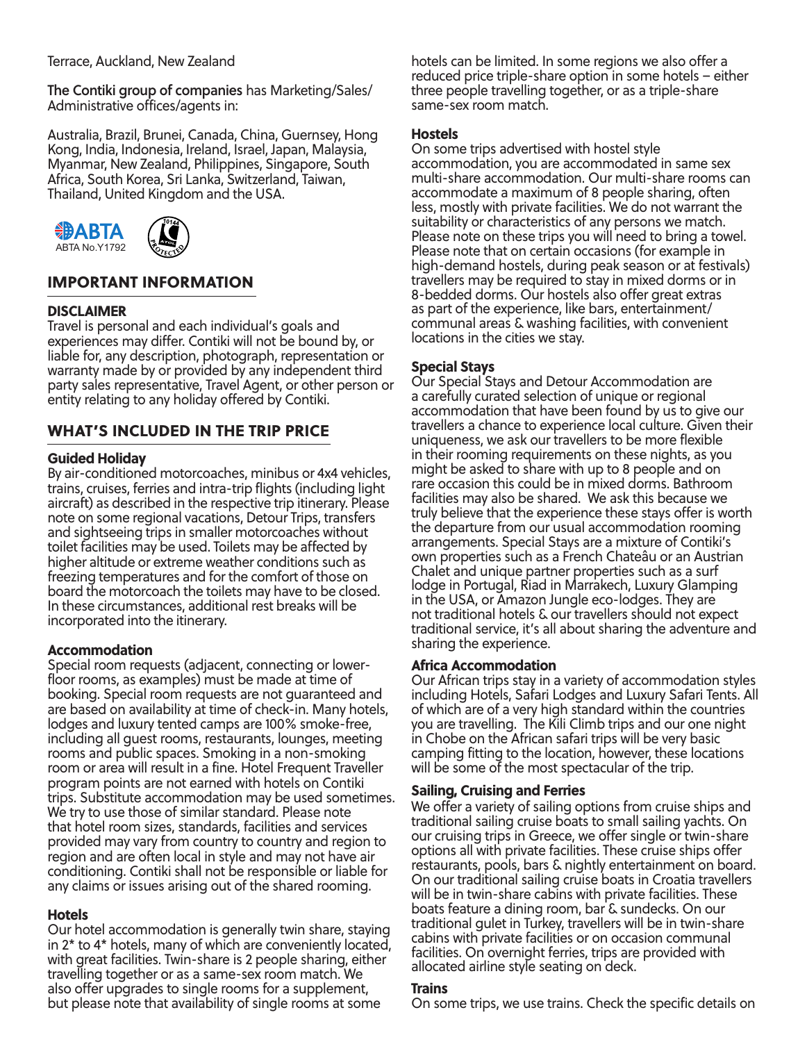Terrace, Auckland, New Zealand

**The Contiki group of companies** has Marketing/Sales/Administrative offices/agents in:

Australia, Brazil, Brunei, Canada, China, Guernsey, Hong Kong, India, Indonesia, Ireland, Israel, Japan, Malaysia, Myanmar, New Zealand, Philippines, Singapore, South Africa, South Korea, Sri Lanka, Switzerland, Taiwan, Thailand, United Kingdom and the USA.

ABTA
ABTA No.Y1792

## IMPORTANT INFORMATION

### DISCLAIMER

Travel is personal and each individual's goals and experiences may differ. Contiki will not be bound by, or liable for, any description, photograph, representation or warranty made by or provided by any independent third party sales representative, Travel Agent, or other person or entity relating to any holiday offered by Contiki.

## WHAT'S INCLUDED IN THE TRIP PRICE

### Guided Holiday

By air-conditioned motorcoaches, minibus or 4x4 vehicles, trains, cruises, ferries and intra-trip flights (including light aircraft) as described in the respective trip itinerary. Please note on some regional vacations, Detour Trips, transfers and sightseeing trips in smaller motorcoaches without toilet facilities may be used. Toilets may be affected by higher altitude or extreme weather conditions such as freezing temperatures and for the comfort of those on board the motorcoach the toilets may have to be closed. In these circumstances, additional rest breaks will be incorporated into the itinerary.

### Accommodation

Special room requests (adjacent, connecting or lower-floor rooms, as examples) must be made at time of booking. Special room requests are not guaranteed and are based on availability at time of check-in. Many hotels, lodges and luxury tented camps are 100% smoke-free, including all guest rooms, restaurants, lounges, meeting rooms and public spaces. Smoking in a non-smoking room or area will result in a fine. Hotel Frequent Traveller program points are not earned with hotels on Contiki trips. Substitute accommodation may be used sometimes. We try to use those of similar standard. Please note that hotel room sizes, standards, facilities and services provided may vary from country to country and region to region and are often local in style and may not have air conditioning. Contiki shall not be responsible or liable for any claims or issues arising out of the shared rooming.

### Hotels

Our hotel accommodation is generally twin share, staying in 2* to 4* hotels, many of which are conveniently located, with great facilities. Twin-share is 2 people sharing, either travelling together or as a same-sex room match. We also offer upgrades to single rooms for a supplement, but please note that availability of single rooms at some hotels can be limited. In some regions we also offer a reduced price triple-share option in some hotels – either three people travelling together, or as a triple-share same-sex room match.

### Hostels

On some trips advertised with hostel style accommodation, you are accommodated in same sex multi-share accommodation. Our multi-share rooms can accommodate a maximum of 8 people sharing, often less, mostly with private facilities. We do not warrant the suitability or characteristics of any persons we match. Please note on these trips you will need to bring a towel. Please note that on certain occasions (for example in high-demand hostels, during peak season or at festivals) travellers may be required to stay in mixed dorms or in 8-bedded dorms. Our hostels also offer great extras as part of the experience, like bars, entertainment/communal areas & washing facilities, with convenient locations in the cities we stay.

### Special Stays

Our Special Stays and Detour Accommodation are a carefully curated selection of unique or regional accommodation that have been found by us to give our travellers a chance to experience local culture. Given their uniqueness, we ask our travellers to be more flexible in their rooming requirements on these nights, as you might be asked to share with up to 8 people and on rare occasion this could be in mixed dorms. Bathroom facilities may also be shared. We ask this because we truly believe that the experience these stays offer is worth the departure from our usual accommodation rooming arrangements. Special Stays are a mixture of Contiki's own properties such as a French Chateâu or an Austrian Chalet and unique partner properties such as a surf lodge in Portugal, Riad in Marrakech, Luxury Glamping in the USA, or Amazon Jungle eco-lodges. They are not traditional hotels & our travellers should not expect traditional service, it's all about sharing the adventure and sharing the experience.

### Africa Accommodation

Our African trips stay in a variety of accommodation styles including Hotels, Safari Lodges and Luxury Safari Tents. All of which are of a very high standard within the countries you are travelling. The Kili Climb trips and our one night in Chobe on the African safari trips will be very basic camping fitting to the location, however, these locations will be some of the most spectacular of the trip.

### Sailing, Cruising and Ferries

We offer a variety of sailing options from cruise ships and traditional sailing cruise boats to small sailing yachts. On our cruising trips in Greece, we offer single or twin-share options all with private facilities. These cruise ships offer restaurants, pools, bars & nightly entertainment on board. On our traditional sailing cruise boats in Croatia travellers will be in twin-share cabins with private facilities. These boats feature a dining room, bar & sundecks. On our traditional gulet in Turkey, travellers will be in twin-share cabins with private facilities or on occasion communal facilities. On overnight ferries, trips are provided with allocated airline style seating on deck.

### Trains

On some trips, we use trains. Check the specific details on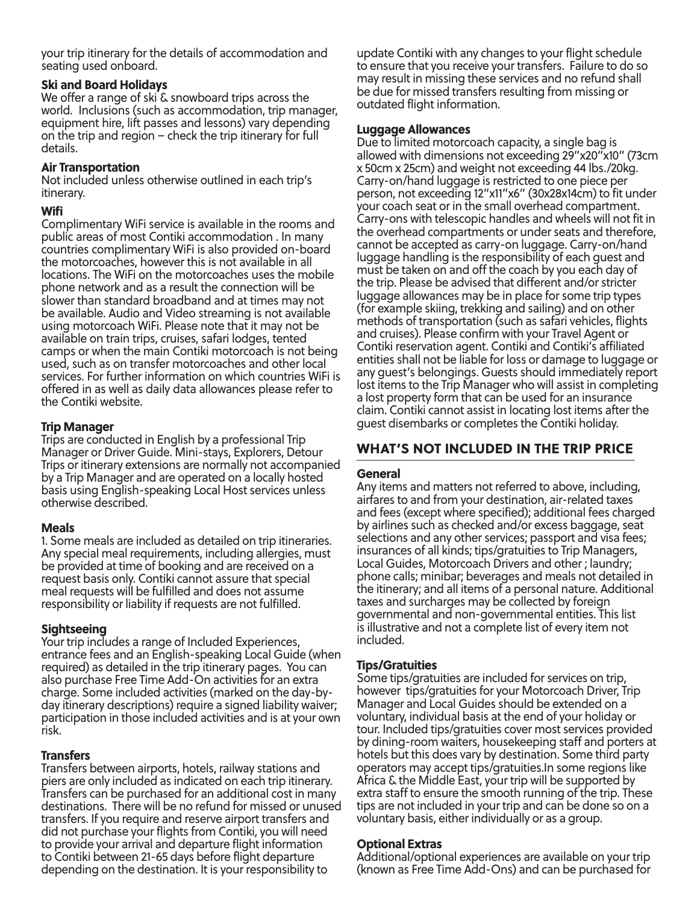your trip itinerary for the details of accommodation and seating used onboard.

### Ski and Board Holidays

We offer a range of ski & snowboard trips across the world. Inclusions (such as accommodation, trip manager, equipment hire, lift passes and lessons) vary depending on the trip and region – check the trip itinerary for full details.

### Air Transportation

Not included unless otherwise outlined in each trip's itinerary.

### Wifi

Complimentary WiFi service is available in the rooms and public areas of most Contiki accommodation . In many countries complimentary WiFi is also provided on-board the motorcoaches, however this is not available in all locations. The WiFi on the motorcoaches uses the mobile phone network and as a result the connection will be slower than standard broadband and at times may not be available. Audio and Video streaming is not available using motorcoach WiFi. Please note that it may not be available on train trips, cruises, safari lodges, tented camps or when the main Contiki motorcoach is not being used, such as on transfer motorcoaches and other local services. For further information on which countries WiFi is offered in as well as daily data allowances please refer to the Contiki website.

### Trip Manager

Trips are conducted in English by a professional Trip Manager or Driver Guide. Mini-stays, Explorers, Detour Trips or itinerary extensions are normally not accompanied by a Trip Manager and are operated on a locally hosted basis using English-speaking Local Host services unless otherwise described.

### Meals

1. Some meals are included as detailed on trip itineraries. Any special meal requirements, including allergies, must be provided at time of booking and are received on a request basis only. Contiki cannot assure that special meal requests will be fulfilled and does not assume responsibility or liability if requests are not fulfilled.

### Sightseeing

Your trip includes a range of Included Experiences, entrance fees and an English-speaking Local Guide (when required) as detailed in the trip itinerary pages. You can also purchase Free Time Add-On activities for an extra charge. Some included activities (marked on the day-by-day itinerary descriptions) require a signed liability waiver; participation in those included activities and is at your own risk.

### Transfers

Transfers between airports, hotels, railway stations and piers are only included as indicated on each trip itinerary. Transfers can be purchased for an additional cost in many destinations. There will be no refund for missed or unused transfers. If you require and reserve airport transfers and did not purchase your flights from Contiki, you will need to provide your arrival and departure flight information to Contiki between 21-65 days before flight departure depending on the destination. It is your responsibility to update Contiki with any changes to your flight schedule to ensure that you receive your transfers. Failure to do so may result in missing these services and no refund shall be due for missed transfers resulting from missing or outdated flight information.

### Luggage Allowances

Due to limited motorcoach capacity, a single bag is allowed with dimensions not exceeding 29"x20"x10" (73cm x 50cm x 25cm) and weight not exceeding 44 lbs./20kg. Carry-on/hand luggage is restricted to one piece per person, not exceeding 12"x11"x6" (30x28x14cm) to fit under your coach seat or in the small overhead compartment. Carry-ons with telescopic handles and wheels will not fit in the overhead compartments or under seats and therefore, cannot be accepted as carry-on luggage. Carry-on/hand luggage handling is the responsibility of each guest and must be taken on and off the coach by you each day of the trip. Please be advised that different and/or stricter luggage allowances may be in place for some trip types (for example skiing, trekking and sailing) and on other methods of transportation (such as safari vehicles, flights and cruises). Please confirm with your Travel Agent or Contiki reservation agent. Contiki and Contiki's affiliated entities shall not be liable for loss or damage to luggage or any guest's belongings. Guests should immediately report lost items to the Trip Manager who will assist in completing a lost property form that can be used for an insurance claim. Contiki cannot assist in locating lost items after the guest disembarks or completes the Contiki holiday.

## WHAT'S NOT INCLUDED IN THE TRIP PRICE

### General

Any items and matters not referred to above, including, airfares to and from your destination, air-related taxes and fees (except where specified); additional fees charged by airlines such as checked and/or excess baggage, seat selections and any other services; passport and visa fees; insurances of all kinds; tips/gratuities to Trip Managers, Local Guides, Motorcoach Drivers and other ; laundry; phone calls; minibar; beverages and meals not detailed in the itinerary; and all items of a personal nature. Additional taxes and surcharges may be collected by foreign governmental and non-governmental entities. This list is illustrative and not a complete list of every item not included.

### Tips/Gratuities

Some tips/gratuities are included for services on trip, however tips/gratuities for your Motorcoach Driver, Trip Manager and Local Guides should be extended on a voluntary, individual basis at the end of your holiday or tour. Included tips/gratuities cover most services provided by dining-room waiters, housekeeping staff and porters at hotels but this does vary by destination. Some third party operators may accept tips/gratuities.In some regions like Africa & the Middle East, your trip will be supported by extra staff to ensure the smooth running of the trip. These tips are not included in your trip and can be done so on a voluntary basis, either individually or as a group.

### Optional Extras

Additional/optional experiences are available on your trip (known as Free Time Add-Ons) and can be purchased for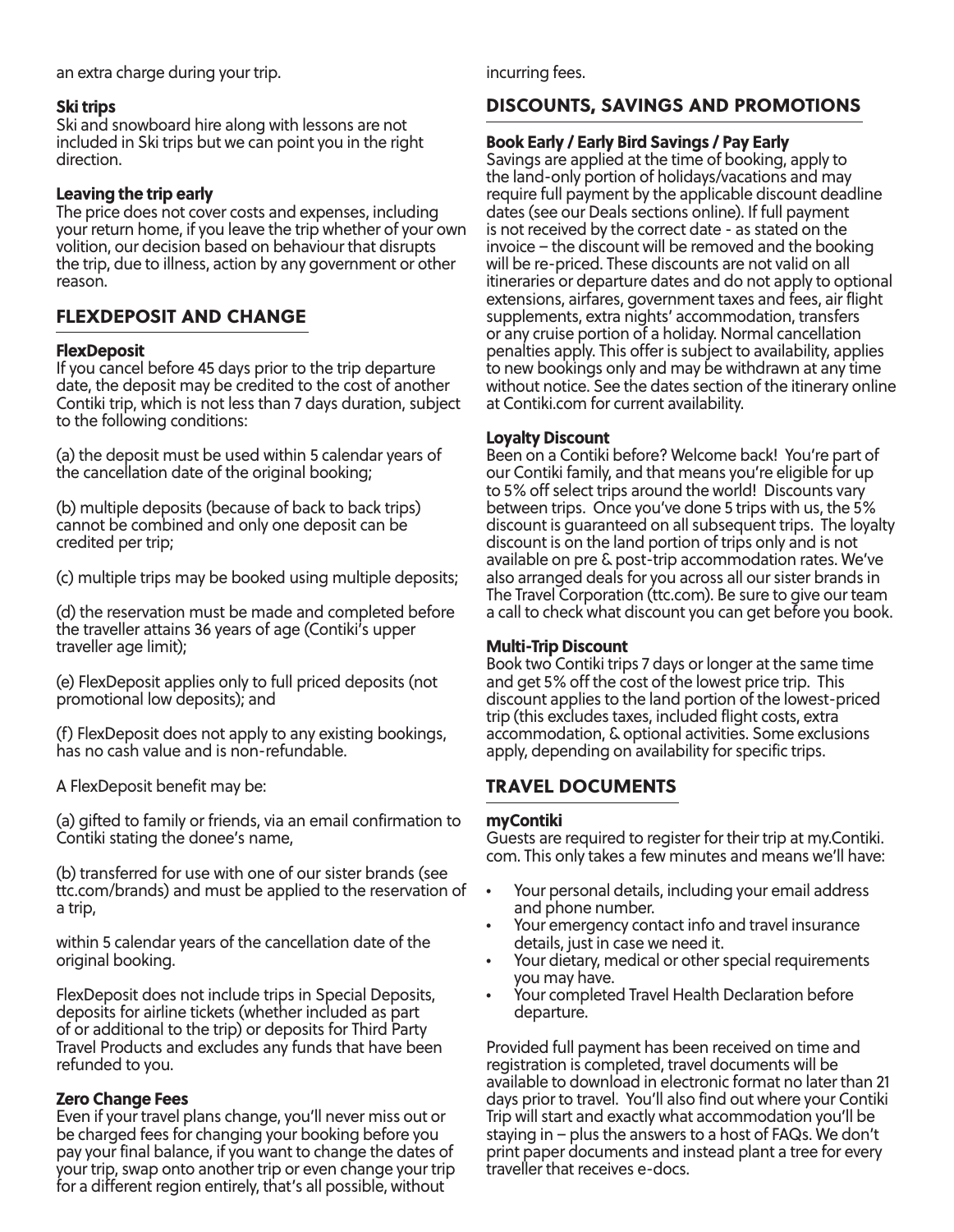an extra charge during your trip.

### Ski trips

Ski and snowboard hire along with lessons are not included in Ski trips but we can point you in the right direction.

### Leaving the trip early

The price does not cover costs and expenses, including your return home, if you leave the trip whether of your own volition, our decision based on behaviour that disrupts the trip, due to illness, action by any government or other reason.

## FLEXDEPOSIT AND CHANGE

### FlexDeposit

If you cancel before 45 days prior to the trip departure date, the deposit may be credited to the cost of another Contiki trip, which is not less than 7 days duration, subject to the following conditions:

(a) the deposit must be used within 5 calendar years of the cancellation date of the original booking;

(b) multiple deposits (because of back to back trips) cannot be combined and only one deposit can be credited per trip;

(c) multiple trips may be booked using multiple deposits;

(d) the reservation must be made and completed before the traveller attains 36 years of age (Contiki's upper traveller age limit);

(e) FlexDeposit applies only to full priced deposits (not promotional low deposits); and

(f) FlexDeposit does not apply to any existing bookings, has no cash value and is non-refundable.

A FlexDeposit benefit may be:

(a) gifted to family or friends, via an email confirmation to Contiki stating the donee's name,

(b) transferred for use with one of our sister brands (see ttc.com/brands) and must be applied to the reservation of a trip,

within 5 calendar years of the cancellation date of the original booking.

FlexDeposit does not include trips in Special Deposits, deposits for airline tickets (whether included as part of or additional to the trip) or deposits for Third Party Travel Products and excludes any funds that have been refunded to you.

### Zero Change Fees

Even if your travel plans change, you'll never miss out or be charged fees for changing your booking before you pay your final balance, if you want to change the dates of your trip, swap onto another trip or even change your trip for a different region entirely, that's all possible, without incurring fees.

## DISCOUNTS, SAVINGS AND PROMOTIONS

### Book Early / Early Bird Savings / Pay Early

Savings are applied at the time of booking, apply to the land-only portion of holidays/vacations and may require full payment by the applicable discount deadline dates (see our Deals sections online). If full payment is not received by the correct date - as stated on the invoice – the discount will be removed and the booking will be re-priced. These discounts are not valid on all itineraries or departure dates and do not apply to optional extensions, airfares, government taxes and fees, air flight supplements, extra nights' accommodation, transfers or any cruise portion of a holiday. Normal cancellation penalties apply. This offer is subject to availability, applies to new bookings only and may be withdrawn at any time without notice. See the dates section of the itinerary online at Contiki.com for current availability.

### Loyalty Discount

Been on a Contiki before? Welcome back! You're part of our Contiki family, and that means you're eligible for up to 5% off select trips around the world! Discounts vary between trips. Once you've done 5 trips with us, the 5% discount is guaranteed on all subsequent trips. The loyalty discount is on the land portion of trips only and is not available on pre & post-trip accommodation rates. We've also arranged deals for you across all our sister brands in The Travel Corporation (ttc.com). Be sure to give our team a call to check what discount you can get before you book.

### Multi-Trip Discount

Book two Contiki trips 7 days or longer at the same time and get 5% off the cost of the lowest price trip. This discount applies to the land portion of the lowest-priced trip (this excludes taxes, included flight costs, extra accommodation, & optional activities. Some exclusions apply, depending on availability for specific trips.

## TRAVEL DOCUMENTS

### myContiki

Guests are required to register for their trip at my.Contiki.com. This only takes a few minutes and means we'll have:

- Your personal details, including your email address and phone number.
- Your emergency contact info and travel insurance details, just in case we need it.
- Your dietary, medical or other special requirements you may have.
- Your completed Travel Health Declaration before departure.

Provided full payment has been received on time and registration is completed, travel documents will be available to download in electronic format no later than 21 days prior to travel. You'll also find out where your Contiki Trip will start and exactly what accommodation you'll be staying in – plus the answers to a host of FAQs. We don't print paper documents and instead plant a tree for every traveller that receives e-docs.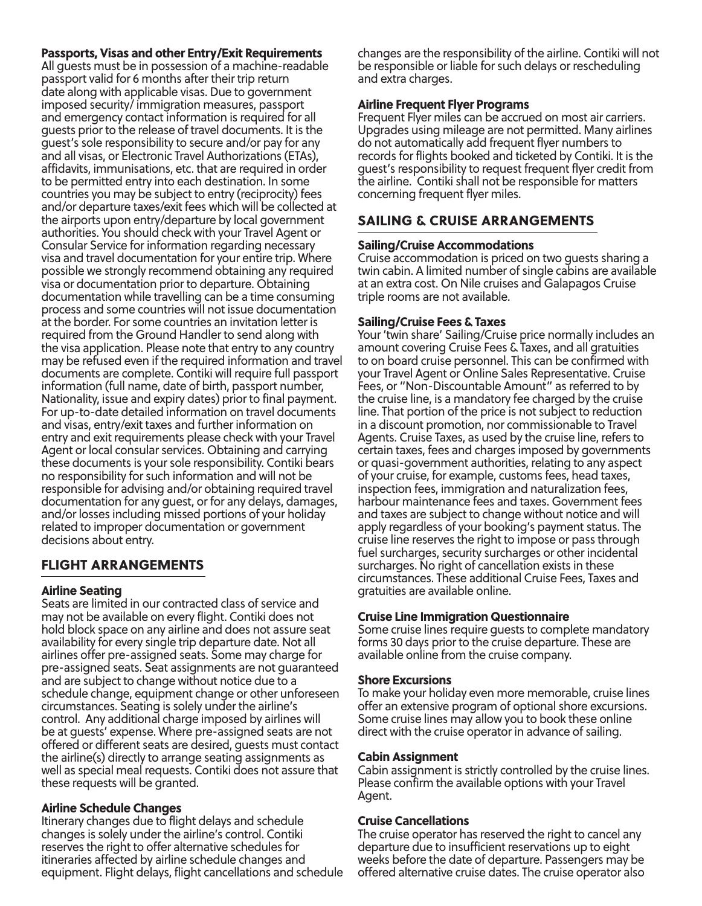**Passports, Visas and other Entry/Exit Requirements**
All guests must be in possession of a machine-readable passport valid for 6 months after their trip return date along with applicable visas. Due to government imposed security/ immigration measures, passport and emergency contact information is required for all guests prior to the release of travel documents. It is the guest's sole responsibility to secure and/or pay for any and all visas, or Electronic Travel Authorizations (ETAs), affidavits, immunisations, etc. that are required in order to be permitted entry into each destination. In some countries you may be subject to entry (reciprocity) fees and/or departure taxes/exit fees which will be collected at the airports upon entry/departure by local government authorities. You should check with your Travel Agent or Consular Service for information regarding necessary visa and travel documentation for your entire trip. Where possible we strongly recommend obtaining any required visa or documentation prior to departure. Obtaining documentation while travelling can be a time consuming process and some countries will not issue documentation at the border. For some countries an invitation letter is required from the Ground Handler to send along with the visa application. Please note that entry to any country may be refused even if the required information and travel documents are complete. Contiki will require full passport information (full name, date of birth, passport number, Nationality, issue and expiry dates) prior to final payment. For up-to-date detailed information on travel documents and visas, entry/exit taxes and further information on entry and exit requirements please check with your Travel Agent or local consular services. Obtaining and carrying these documents is your sole responsibility. Contiki bears no responsibility for such information and will not be responsible for advising and/or obtaining required travel documentation for any guest, or for any delays, damages, and/or losses including missed portions of your holiday related to improper documentation or government decisions about entry.

## FLIGHT ARRANGEMENTS

**Airline Seating**
Seats are limited in our contracted class of service and may not be available on every flight. Contiki does not hold block space on any airline and does not assure seat availability for every single trip departure date. Not all airlines offer pre-assigned seats. Some may charge for pre-assigned seats. Seat assignments are not guaranteed and are subject to change without notice due to a schedule change, equipment change or other unforeseen circumstances. Seating is solely under the airline's control. Any additional charge imposed by airlines will be at guests' expense. Where pre-assigned seats are not offered or different seats are desired, guests must contact the airline(s) directly to arrange seating assignments as well as special meal requests. Contiki does not assure that these requests will be granted.

**Airline Schedule Changes**
Itinerary changes due to flight delays and schedule changes is solely under the airline's control. Contiki reserves the right to offer alternative schedules for itineraries affected by airline schedule changes and equipment. Flight delays, flight cancellations and schedule changes are the responsibility of the airline. Contiki will not be responsible or liable for such delays or rescheduling and extra charges.

**Airline Frequent Flyer Programs**
Frequent Flyer miles can be accrued on most air carriers. Upgrades using mileage are not permitted. Many airlines do not automatically add frequent flyer numbers to records for flights booked and ticketed by Contiki. It is the guest's responsibility to request frequent flyer credit from the airline. Contiki shall not be responsible for matters concerning frequent flyer miles.

## SAILING & CRUISE ARRANGEMENTS

**Sailing/Cruise Accommodations**
Cruise accommodation is priced on two guests sharing a twin cabin. A limited number of single cabins are available at an extra cost. On Nile cruises and Galapagos Cruise triple rooms are not available.

**Sailing/Cruise Fees & Taxes**
Your 'twin share' Sailing/Cruise price normally includes an amount covering Cruise Fees & Taxes, and all gratuities to on board cruise personnel. This can be confirmed with your Travel Agent or Online Sales Representative. Cruise Fees, or "Non-Discountable Amount" as referred to by the cruise line, is a mandatory fee charged by the cruise line. That portion of the price is not subject to reduction in a discount promotion, nor commissionable to Travel Agents. Cruise Taxes, as used by the cruise line, refers to certain taxes, fees and charges imposed by governments or quasi-government authorities, relating to any aspect of your cruise, for example, customs fees, head taxes, inspection fees, immigration and naturalization fees, harbour maintenance fees and taxes. Government fees and taxes are subject to change without notice and will apply regardless of your booking's payment status. The cruise line reserves the right to impose or pass through fuel surcharges, security surcharges or other incidental surcharges. No right of cancellation exists in these circumstances. These additional Cruise Fees, Taxes and gratuities are available online.

**Cruise Line Immigration Questionnaire**
Some cruise lines require guests to complete mandatory forms 30 days prior to the cruise departure. These are available online from the cruise company.

**Shore Excursions**
To make your holiday even more memorable, cruise lines offer an extensive program of optional shore excursions. Some cruise lines may allow you to book these online direct with the cruise operator in advance of sailing.

**Cabin Assignment**
Cabin assignment is strictly controlled by the cruise lines. Please confirm the available options with your Travel Agent.

**Cruise Cancellations**
The cruise operator has reserved the right to cancel any departure due to insufficient reservations up to eight weeks before the date of departure. Passengers may be offered alternative cruise dates. The cruise operator also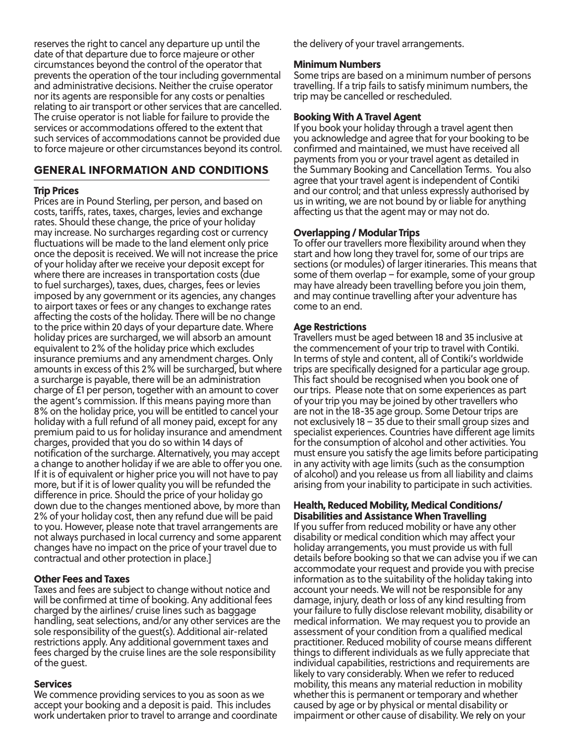reserves the right to cancel any departure up until the date of that departure due to force majeure or other circumstances beyond the control of the operator that prevents the operation of the tour including governmental and administrative decisions. Neither the cruise operator nor its agents are responsible for any costs or penalties relating to air transport or other services that are cancelled. The cruise operator is not liable for failure to provide the services or accommodations offered to the extent that such services of accommodations cannot be provided due to force majeure or other circumstances beyond its control.

## GENERAL INFORMATION AND CONDITIONS

**Trip Prices**

Prices are in Pound Sterling, per person, and based on costs, tariffs, rates, taxes, charges, levies and exchange rates. Should these change, the price of your holiday may increase. No surcharges regarding cost or currency fluctuations will be made to the land element only price once the deposit is received. We will not increase the price of your holiday after we receive your deposit except for where there are increases in transportation costs (due to fuel surcharges), taxes, dues, charges, fees or levies imposed by any government or its agencies, any changes to airport taxes or fees or any changes to exchange rates affecting the costs of the holiday. There will be no change to the price within 20 days of your departure date. Where holiday prices are surcharged, we will absorb an amount equivalent to 2% of the holiday price which excludes insurance premiums and any amendment charges. Only amounts in excess of this 2% will be surcharged, but where a surcharge is payable, there will be an administration charge of £1 per person, together with an amount to cover the agent's commission. If this means paying more than 8% on the holiday price, you will be entitled to cancel your holiday with a full refund of all money paid, except for any premium paid to us for holiday insurance and amendment charges, provided that you do so within 14 days of notification of the surcharge. Alternatively, you may accept a change to another holiday if we are able to offer you one. If it is of equivalent or higher price you will not have to pay more, but if it is of lower quality you will be refunded the difference in price. Should the price of your holiday go down due to the changes mentioned above, by more than 2% of your holiday cost, then any refund due will be paid to you. However, please note that travel arrangements are not always purchased in local currency and some apparent changes have no impact on the price of your travel due to contractual and other protection in place.]

**Other Fees and Taxes**

Taxes and fees are subject to change without notice and will be confirmed at time of booking. Any additional fees charged by the airlines/ cruise lines such as baggage handling, seat selections, and/or any other services are the sole responsibility of the guest(s). Additional air-related restrictions apply. Any additional government taxes and fees charged by the cruise lines are the sole responsibility of the guest.

**Services**

We commence providing services to you as soon as we accept your booking and a deposit is paid. This includes work undertaken prior to travel to arrange and coordinate the delivery of your travel arrangements.

**Minimum Numbers**

Some trips are based on a minimum number of persons travelling. If a trip fails to satisfy minimum numbers, the trip may be cancelled or rescheduled.

**Booking With A Travel Agent**

If you book your holiday through a travel agent then you acknowledge and agree that for your booking to be confirmed and maintained, we must have received all payments from you or your travel agent as detailed in the Summary Booking and Cancellation Terms. You also agree that your travel agent is independent of Contiki and our control; and that unless expressly authorised by us in writing, we are not bound by or liable for anything affecting us that the agent may or may not do.

**Overlapping / Modular Trips**

To offer our travellers more flexibility around when they start and how long they travel for, some of our trips are sections (or modules) of larger itineraries. This means that some of them overlap – for example, some of your group may have already been travelling before you join them, and may continue travelling after your adventure has come to an end.

**Age Restrictions**

Travellers must be aged between 18 and 35 inclusive at the commencement of your trip to travel with Contiki. In terms of style and content, all of Contiki's worldwide trips are specifically designed for a particular age group. This fact should be recognised when you book one of our trips. Please note that on some experiences as part of your trip you may be joined by other travellers who are not in the 18-35 age group. Some Detour trips are not exclusively 18 – 35 due to their small group sizes and specialist experiences. Countries have different age limits for the consumption of alcohol and other activities. You must ensure you satisfy the age limits before participating in any activity with age limits (such as the consumption of alcohol) and you release us from all liability and claims arising from your inability to participate in such activities.

**Health, Reduced Mobility, Medical Conditions/ Disabilities and Assistance When Travelling**

If you suffer from reduced mobility or have any other disability or medical condition which may affect your holiday arrangements, you must provide us with full details before booking so that we can advise you if we can accommodate your request and provide you with precise information as to the suitability of the holiday taking into account your needs. We will not be responsible for any damage, injury, death or loss of any kind resulting from your failure to fully disclose relevant mobility, disability or medical information. We may request you to provide an assessment of your condition from a qualified medical practitioner. Reduced mobility of course means different things to different individuals as we fully appreciate that individual capabilities, restrictions and requirements are likely to vary considerably. When we refer to reduced mobility, this means any material reduction in mobility whether this is permanent or temporary and whether caused by age or by physical or mental disability or impairment or other cause of disability. We rely on your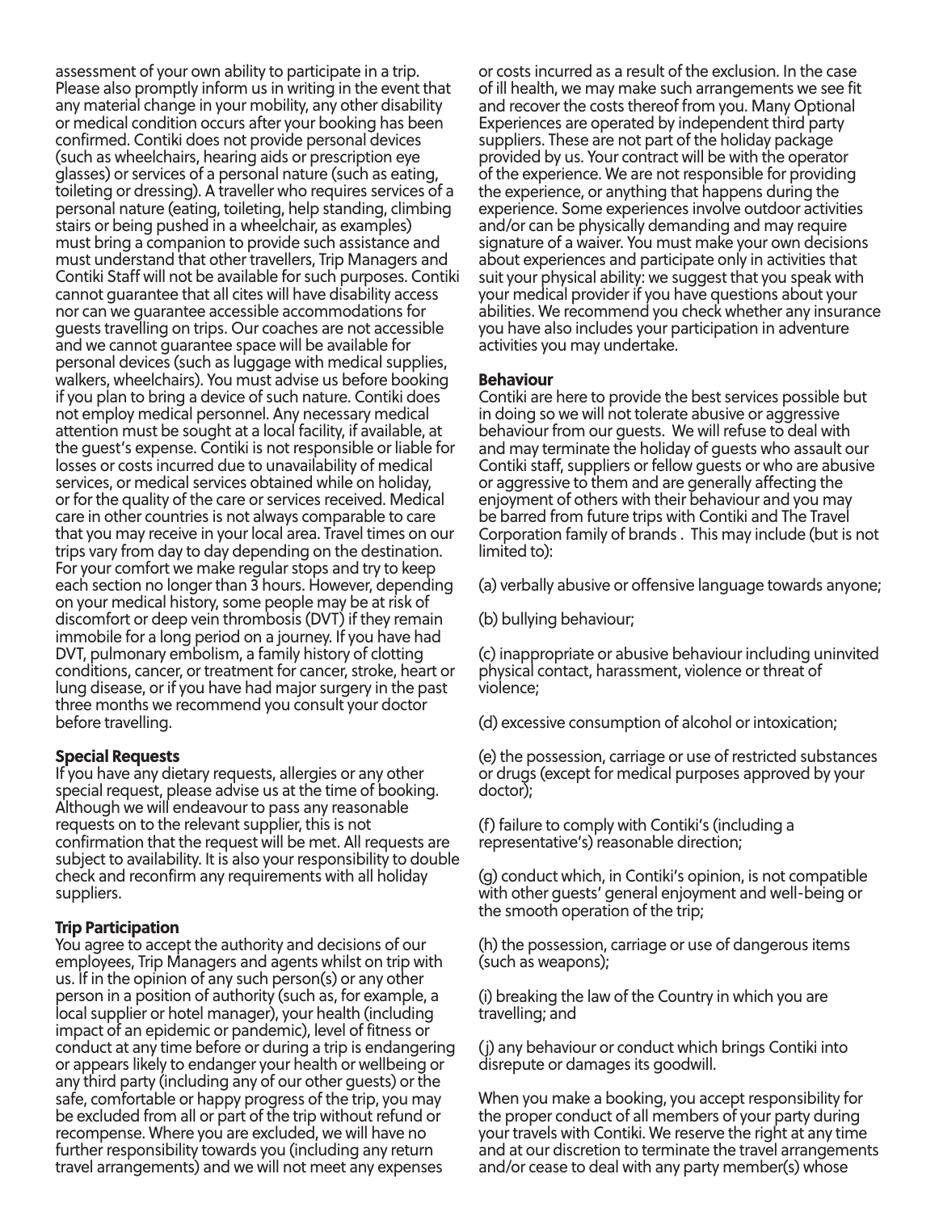assessment of your own ability to participate in a trip. Please also promptly inform us in writing in the event that any material change in your mobility, any other disability or medical condition occurs after your booking has been confirmed. Contiki does not provide personal devices (such as wheelchairs, hearing aids or prescription eye glasses) or services of a personal nature (such as eating, toileting or dressing). A traveller who requires services of a personal nature (eating, toileting, help standing, climbing stairs or being pushed in a wheelchair, as examples) must bring a companion to provide such assistance and must understand that other travellers, Trip Managers and Contiki Staff will not be available for such purposes. Contiki cannot guarantee that all cites will have disability access nor can we guarantee accessible accommodations for guests travelling on trips. Our coaches are not accessible and we cannot guarantee space will be available for personal devices (such as luggage with medical supplies, walkers, wheelchairs). You must advise us before booking if you plan to bring a device of such nature. Contiki does not employ medical personnel. Any necessary medical attention must be sought at a local facility, if available, at the guest's expense. Contiki is not responsible or liable for losses or costs incurred due to unavailability of medical services, or medical services obtained while on holiday, or for the quality of the care or services received. Medical care in other countries is not always comparable to care that you may receive in your local area. Travel times on our trips vary from day to day depending on the destination. For your comfort we make regular stops and try to keep each section no longer than 3 hours. However, depending on your medical history, some people may be at risk of discomfort or deep vein thrombosis (DVT) if they remain immobile for a long period on a journey. If you have had DVT, pulmonary embolism, a family history of clotting conditions, cancer, or treatment for cancer, stroke, heart or lung disease, or if you have had major surgery in the past three months we recommend you consult your doctor before travelling.

**Special Requests**

If you have any dietary requests, allergies or any other special request, please advise us at the time of booking. Although we will endeavour to pass any reasonable requests on to the relevant supplier, this is not confirmation that the request will be met. All requests are subject to availability. It is also your responsibility to double check and reconfirm any requirements with all holiday suppliers.

**Trip Participation**

You agree to accept the authority and decisions of our employees, Trip Managers and agents whilst on trip with us. If in the opinion of any such person(s) or any other person in a position of authority (such as, for example, a local supplier or hotel manager), your health (including impact of an epidemic or pandemic), level of fitness or conduct at any time before or during a trip is endangering or appears likely to endanger your health or wellbeing or any third party (including any of our other guests) or the safe, comfortable or happy progress of the trip, you may be excluded from all or part of the trip without refund or recompense. Where you are excluded, we will have no further responsibility towards you (including any return travel arrangements) and we will not meet any expenses or costs incurred as a result of the exclusion. In the case of ill health, we may make such arrangements we see fit and recover the costs thereof from you. Many Optional Experiences are operated by independent third party suppliers. These are not part of the holiday package provided by us. Your contract will be with the operator of the experience. We are not responsible for providing the experience, or anything that happens during the experience. Some experiences involve outdoor activities and/or can be physically demanding and may require signature of a waiver. You must make your own decisions about experiences and participate only in activities that suit your physical ability: we suggest that you speak with your medical provider if you have questions about your abilities. We recommend you check whether any insurance you have also includes your participation in adventure activities you may undertake.

**Behaviour**

Contiki are here to provide the best services possible but in doing so we will not tolerate abusive or aggressive behaviour from our guests. We will refuse to deal with and may terminate the holiday of guests who assault our Contiki staff, suppliers or fellow guests or who are abusive or aggressive to them and are generally affecting the enjoyment of others with their behaviour and you may be barred from future trips with Contiki and The Travel Corporation family of brands . This may include (but is not limited to):

(a) verbally abusive or offensive language towards anyone;

(b) bullying behaviour;

(c) inappropriate or abusive behaviour including uninvited physical contact, harassment, violence or threat of violence;

(d) excessive consumption of alcohol or intoxication;

(e) the possession, carriage or use of restricted substances or drugs (except for medical purposes approved by your doctor);

(f) failure to comply with Contiki's (including a representative's) reasonable direction;

(g) conduct which, in Contiki's opinion, is not compatible with other guests' general enjoyment and well-being or the smooth operation of the trip;

(h) the possession, carriage or use of dangerous items (such as weapons);

(i) breaking the law of the Country in which you are travelling; and

(j) any behaviour or conduct which brings Contiki into disrepute or damages its goodwill.

When you make a booking, you accept responsibility for the proper conduct of all members of your party during your travels with Contiki. We reserve the right at any time and at our discretion to terminate the travel arrangements and/or cease to deal with any party member(s) whose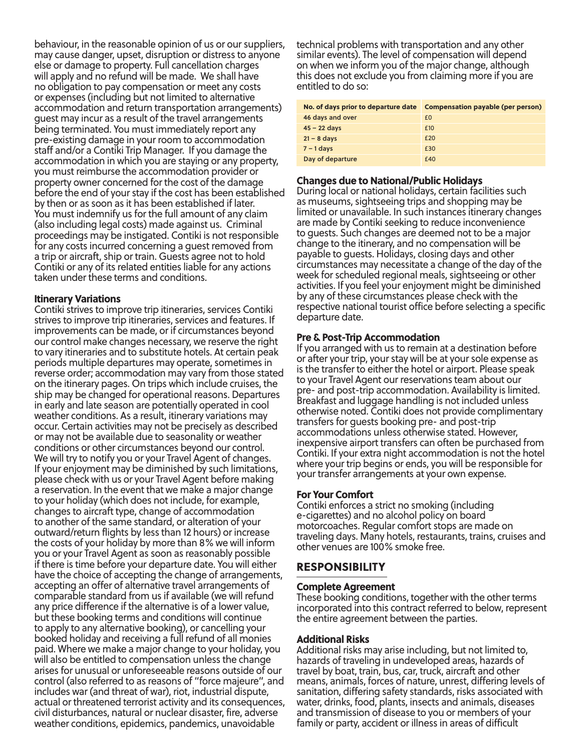behaviour, in the reasonable opinion of us or our suppliers, may cause danger, upset, disruption or distress to anyone else or damage to property. Full cancellation charges will apply and no refund will be made. We shall have no obligation to pay compensation or meet any costs or expenses (including but not limited to alternative accommodation and return transportation arrangements) guest may incur as a result of the travel arrangements being terminated. You must immediately report any pre-existing damage in your room to accommodation staff and/or a Contiki Trip Manager. If you damage the accommodation in which you are staying or any property, you must reimburse the accommodation provider or property owner concerned for the cost of the damage before the end of your stay if the cost has been established by then or as soon as it has been established if later. You must indemnify us for the full amount of any claim (also including legal costs) made against us. Criminal proceedings may be instigated. Contiki is not responsible for any costs incurred concerning a guest removed from a trip or aircraft, ship or train. Guests agree not to hold Contiki or any of its related entities liable for any actions taken under these terms and conditions.

**Itinerary Variations**

Contiki strives to improve trip itineraries, services Contiki strives to improve trip itineraries, services and features. If improvements can be made, or if circumstances beyond our control make changes necessary, we reserve the right to vary itineraries and to substitute hotels. At certain peak periods multiple departures may operate, sometimes in reverse order; accommodation may vary from those stated on the itinerary pages. On trips which include cruises, the ship may be changed for operational reasons. Departures in early and late season are potentially operated in cool weather conditions. As a result, itinerary variations may occur. Certain activities may not be precisely as described or may not be available due to seasonality or weather conditions or other circumstances beyond our control. We will try to notify you or your Travel Agent of changes. If your enjoyment may be diminished by such limitations, please check with us or your Travel Agent before making a reservation. In the event that we make a major change to your holiday (which does not include, for example, changes to aircraft type, change of accommodation to another of the same standard, or alteration of your outward/return flights by less than 12 hours) or increase the costs of your holiday by more than 8% we will inform you or your Travel Agent as soon as reasonably possible if there is time before your departure date. You will either have the choice of accepting the change of arrangements, accepting an offer of alternative travel arrangements of comparable standard from us if available (we will refund any price difference if the alternative is of a lower value, but these booking terms and conditions will continue to apply to any alternative booking), or cancelling your booked holiday and receiving a full refund of all monies paid. Where we make a major change to your holiday, you will also be entitled to compensation unless the change arises for unusual or unforeseeable reasons outside of our control (also referred to as reasons of "force majeure", and includes war (and threat of war), riot, industrial dispute, actual or threatened terrorist activity and its consequences, civil disturbances, natural or nuclear disaster, fire, adverse weather conditions, epidemics, pandemics, unavoidable technical problems with transportation and any other similar events). The level of compensation will depend on when we inform you of the major change, although this does not exclude you from claiming more if you are entitled to do so:

| No. of days prior to departure date | Compensation payable (per person) |
|---|---|
| 46 days and over | £0 |
| 45 – 22 days | £10 |
| 21 – 8 days | £20 |
| 7 – 1 days | £30 |
| Day of departure | £40 |

**Changes due to National/Public Holidays**

During local or national holidays, certain facilities such as museums, sightseeing trips and shopping may be limited or unavailable. In such instances itinerary changes are made by Contiki seeking to reduce inconvenience to guests. Such changes are deemed not to be a major change to the itinerary, and no compensation will be payable to guests. Holidays, closing days and other circumstances may necessitate a change of the day of the week for scheduled regional meals, sightseeing or other activities. If you feel your enjoyment might be diminished by any of these circumstances please check with the respective national tourist office before selecting a specific departure date.

**Pre & Post-Trip Accommodation**

If you arranged with us to remain at a destination before or after your trip, your stay will be at your sole expense as is the transfer to either the hotel or airport. Please speak to your Travel Agent our reservations team about our pre- and post-trip accommodation. Availability is limited. Breakfast and luggage handling is not included unless otherwise noted. Contiki does not provide complimentary transfers for guests booking pre- and post-trip accommodations unless otherwise stated. However, inexpensive airport transfers can often be purchased from Contiki. If your extra night accommodation is not the hotel where your trip begins or ends, you will be responsible for your transfer arrangements at your own expense.

**For Your Comfort**

Contiki enforces a strict no smoking (including e-cigarettes) and no alcohol policy on board motorcoaches. Regular comfort stops are made on traveling days. Many hotels, restaurants, trains, cruises and other venues are 100% smoke free.

## RESPONSIBILITY

**Complete Agreement**

These booking conditions, together with the other terms incorporated into this contract referred to below, represent the entire agreement between the parties.

**Additional Risks**

Additional risks may arise including, but not limited to, hazards of traveling in undeveloped areas, hazards of travel by boat, train, bus, car, truck, aircraft and other means, animals, forces of nature, unrest, differing levels of sanitation, differing safety standards, risks associated with water, drinks, food, plants, insects and animals, diseases and transmission of disease to you or members of your family or party, accident or illness in areas of difficult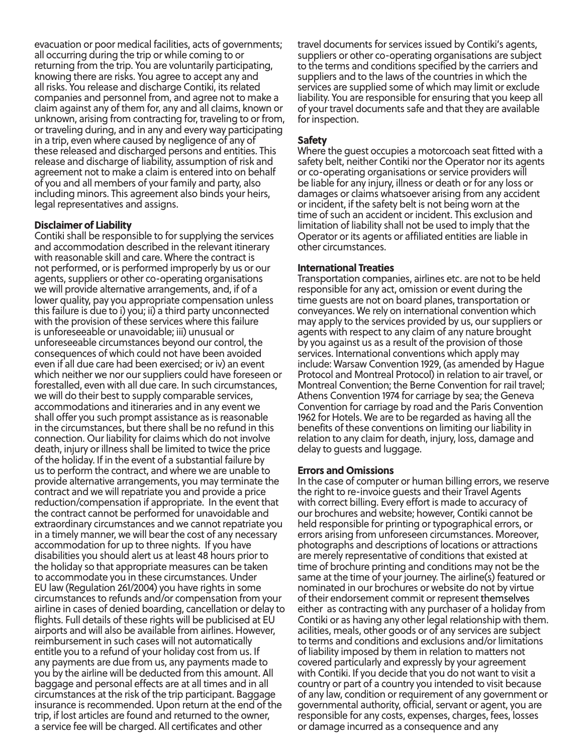evacuation or poor medical facilities, acts of governments; all occurring during the trip or while coming to or returning from the trip. You are voluntarily participating, knowing there are risks. You agree to accept any and all risks. You release and discharge Contiki, its related companies and personnel from, and agree not to make a claim against any of them for, any and all claims, known or unknown, arising from contracting for, traveling to or from, or traveling during, and in any and every way participating in a trip, even where caused by negligence of any of these released and discharged persons and entities. This release and discharge of liability, assumption of risk and agreement not to make a claim is entered into on behalf of you and all members of your family and party, also including minors. This agreement also binds your heirs, legal representatives and assigns.

**Disclaimer of Liability**

Contiki shall be responsible to for supplying the services and accommodation described in the relevant itinerary with reasonable skill and care. Where the contract is not performed, or is performed improperly by us or our agents, suppliers or other co-operating organisations we will provide alternative arrangements, and, if of a lower quality, pay you appropriate compensation unless this failure is due to i) you; ii) a third party unconnected with the provision of these services where this failure is unforeseeable or unavoidable; iii) unusual or unforeseeable circumstances beyond our control, the consequences of which could not have been avoided even if all due care had been exercised; or iv) an event which neither we nor our suppliers could have foreseen or forestalled, even with all due care. In such circumstances, we will do their best to supply comparable services, accommodations and itineraries and in any event we shall offer you such prompt assistance as is reasonable in the circumstances, but there shall be no refund in this connection. Our liability for claims which do not involve death, injury or illness shall be limited to twice the price of the holiday. If in the event of a substantial failure by us to perform the contract, and where we are unable to provide alternative arrangements, you may terminate the contract and we will repatriate you and provide a price reduction/compensation if appropriate. In the event that the contract cannot be performed for unavoidable and extraordinary circumstances and we cannot repatriate you in a timely manner, we will bear the cost of any necessary accommodation for up to three nights. If you have disabilities you should alert us at least 48 hours prior to the holiday so that appropriate measures can be taken to accommodate you in these circumstances. Under EU law (Regulation 261/2004) you have rights in some circumstances to refunds and/or compensation from your airline in cases of denied boarding, cancellation or delay to flights. Full details of these rights will be publicised at EU airports and will also be available from airlines. However, reimbursement in such cases will not automatically entitle you to a refund of your holiday cost from us. If any payments are due from us, any payments made to you by the airline will be deducted from this amount. All baggage and personal effects are at all times and in all circumstances at the risk of the trip participant. Baggage insurance is recommended. Upon return at the end of the trip, if lost articles are found and returned to the owner, a service fee will be charged. All certificates and other travel documents for services issued by Contiki's agents, suppliers or other co-operating organisations are subject to the terms and conditions specified by the carriers and suppliers and to the laws of the countries in which the services are supplied some of which may limit or exclude liability. You are responsible for ensuring that you keep all of your travel documents safe and that they are available for inspection.

**Safety**

Where the guest occupies a motorcoach seat fitted with a safety belt, neither Contiki nor the Operator nor its agents or co-operating organisations or service providers will be liable for any injury, illness or death or for any loss or damages or claims whatsoever arising from any accident or incident, if the safety belt is not being worn at the time of such an accident or incident. This exclusion and limitation of liability shall not be used to imply that the Operator or its agents or affiliated entities are liable in other circumstances.

**International Treaties**

Transportation companies, airlines etc. are not to be held responsible for any act, omission or event during the time guests are not on board planes, transportation or conveyances. We rely on international convention which may apply to the services provided by us, our suppliers or agents with respect to any claim of any nature brought by you against us as a result of the provision of those services. International conventions which apply may include: Warsaw Convention 1929, (as amended by Hague Protocol and Montreal Protocol) in relation to air travel, or Montreal Convention; the Berne Convention for rail travel; Athens Convention 1974 for carriage by sea; the Geneva Convention for carriage by road and the Paris Convention 1962 for Hotels. We are to be regarded as having all the benefits of these conventions on limiting our liability in relation to any claim for death, injury, loss, damage and delay to guests and luggage.

**Errors and Omissions**

In the case of computer or human billing errors, we reserve the right to re-invoice guests and their Travel Agents with correct billing. Every effort is made to accuracy of our brochures and website; however, Contiki cannot be held responsible for printing or typographical errors, or errors arising from unforeseen circumstances. Moreover, photographs and descriptions of locations or attractions are merely representative of conditions that existed at time of brochure printing and conditions may not be the same at the time of your journey. The airline(s) featured or nominated in our brochures or website do not by virtue of their endorsement commit or represent themselves either as contracting with any purchaser of a holiday from Contiki or as having any other legal relationship with them. acilities, meals, other goods or of any services are subject to terms and conditions and exclusions and/or limitations of liability imposed by them in relation to matters not covered particularly and expressly by your agreement with Contiki. If you decide that you do not want to visit a country or part of a country you intended to visit because of any law, condition or requirement of any government or governmental authority, official, servant or agent, you are responsible for any costs, expenses, charges, fees, losses or damage incurred as a consequence and any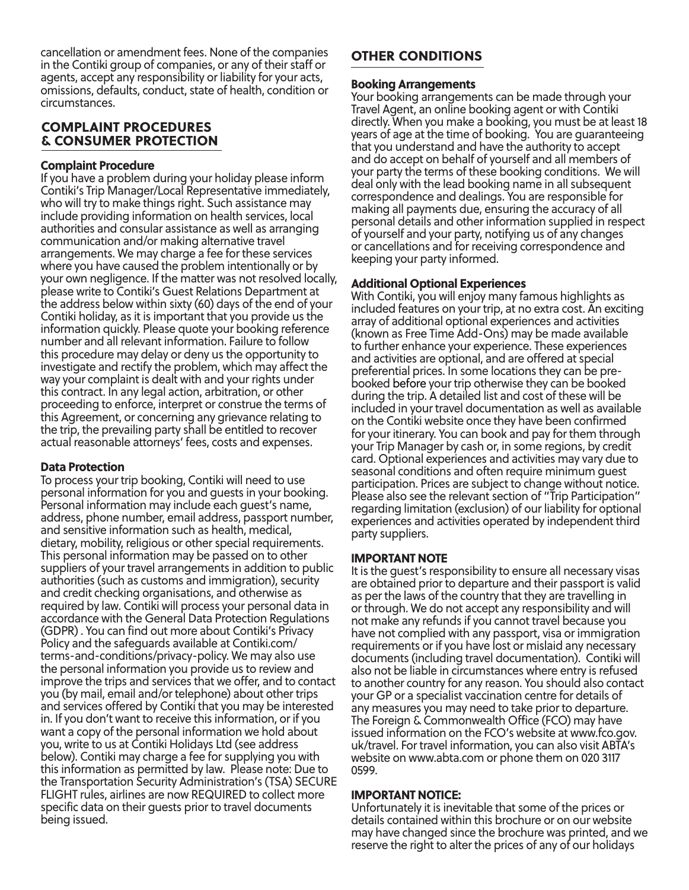cancellation or amendment fees. None of the companies in the Contiki group of companies, or any of their staff or agents, accept any responsibility or liability for your acts, omissions, defaults, conduct, state of health, condition or circumstances.

## COMPLAINT PROCEDURES & CONSUMER PROTECTION

### Complaint Procedure

If you have a problem during your holiday please inform Contiki's Trip Manager/Local Representative immediately, who will try to make things right. Such assistance may include providing information on health services, local authorities and consular assistance as well as arranging communication and/or making alternative travel arrangements. We may charge a fee for these services where you have caused the problem intentionally or by your own negligence. If the matter was not resolved locally, please write to Contiki's Guest Relations Department at the address below within sixty (60) days of the end of your Contiki holiday, as it is important that you provide us the information quickly. Please quote your booking reference number and all relevant information. Failure to follow this procedure may delay or deny us the opportunity to investigate and rectify the problem, which may affect the way your complaint is dealt with and your rights under this contract. In any legal action, arbitration, or other proceeding to enforce, interpret or construe the terms of this Agreement, or concerning any grievance relating to the trip, the prevailing party shall be entitled to recover actual reasonable attorneys' fees, costs and expenses.

### Data Protection

To process your trip booking, Contiki will need to use personal information for you and guests in your booking. Personal information may include each guest's name, address, phone number, email address, passport number, and sensitive information such as health, medical, dietary, mobility, religious or other special requirements. This personal information may be passed on to other suppliers of your travel arrangements in addition to public authorities (such as customs and immigration), security and credit checking organisations, and otherwise as required by law. Contiki will process your personal data in accordance with the General Data Protection Regulations (GDPR) . You can find out more about Contiki's Privacy Policy and the safeguards available at Contiki.com/terms-and-conditions/privacy-policy. We may also use the personal information you provide us to review and improve the trips and services that we offer, and to contact you (by mail, email and/or telephone) about other trips and services offered by Contiki that you may be interested in. If you don't want to receive this information, or if you want a copy of the personal information we hold about you, write to us at Contiki Holidays Ltd (see address below). Contiki may charge a fee for supplying you with this information as permitted by law. Please note: Due to the Transportation Security Administration's (TSA) SECURE FLIGHT rules, airlines are now REQUIRED to collect more specific data on their guests prior to travel documents being issued.

## OTHER CONDITIONS

### Booking Arrangements

Your booking arrangements can be made through your Travel Agent, an online booking agent or with Contiki directly. When you make a booking, you must be at least 18 years of age at the time of booking. You are guaranteeing that you understand and have the authority to accept and do accept on behalf of yourself and all members of your party the terms of these booking conditions. We will deal only with the lead booking name in all subsequent correspondence and dealings. You are responsible for making all payments due, ensuring the accuracy of all personal details and other information supplied in respect of yourself and your party, notifying us of any changes or cancellations and for receiving correspondence and keeping your party informed.

### Additional Optional Experiences

With Contiki, you will enjoy many famous highlights as included features on your trip, at no extra cost. An exciting array of additional optional experiences and activities (known as Free Time Add-Ons) may be made available to further enhance your experience. These experiences and activities are optional, and are offered at special preferential prices. In some locations they can be pre-booked before your trip otherwise they can be booked during the trip. A detailed list and cost of these will be included in your travel documentation as well as available on the Contiki website once they have been confirmed for your itinerary. You can book and pay for them through your Trip Manager by cash or, in some regions, by credit card. Optional experiences and activities may vary due to seasonal conditions and often require minimum guest participation. Prices are subject to change without notice. Please also see the relevant section of "Trip Participation" regarding limitation (exclusion) of our liability for optional experiences and activities operated by independent third party suppliers.

### IMPORTANT NOTE

It is the guest's responsibility to ensure all necessary visas are obtained prior to departure and their passport is valid as per the laws of the country that they are travelling in or through. We do not accept any responsibility and will not make any refunds if you cannot travel because you have not complied with any passport, visa or immigration requirements or if you have lost or mislaid any necessary documents (including travel documentation). Contiki will also not be liable in circumstances where entry is refused to another country for any reason. You should also contact your GP or a specialist vaccination centre for details of any measures you may need to take prior to departure. The Foreign & Commonwealth Office (FCO) may have issued information on the FCO's website at www.fco.gov.uk/travel. For travel information, you can also visit ABTA's website on www.abta.com or phone them on 020 3117 0599.

### IMPORTANT NOTICE:

Unfortunately it is inevitable that some of the prices or details contained within this brochure or on our website may have changed since the brochure was printed, and we reserve the right to alter the prices of any of our holidays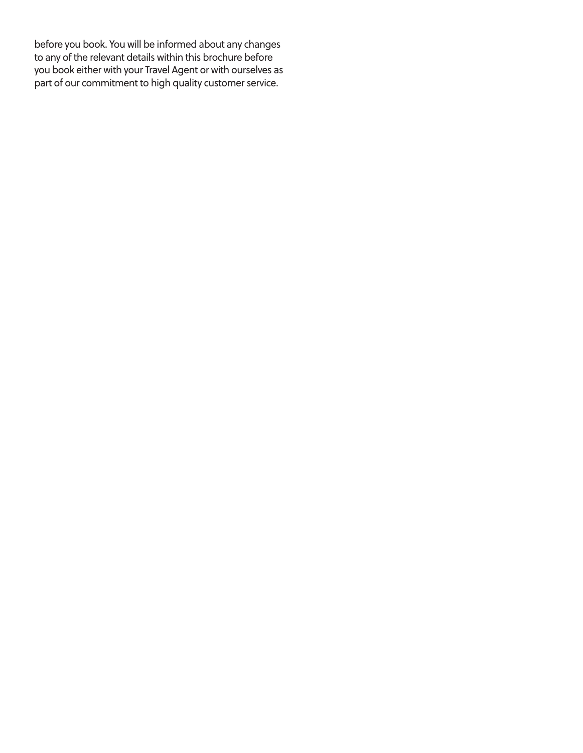before you book. You will be informed about any changes to any of the relevant details within this brochure before you book either with your Travel Agent or with ourselves as part of our commitment to high quality customer service.